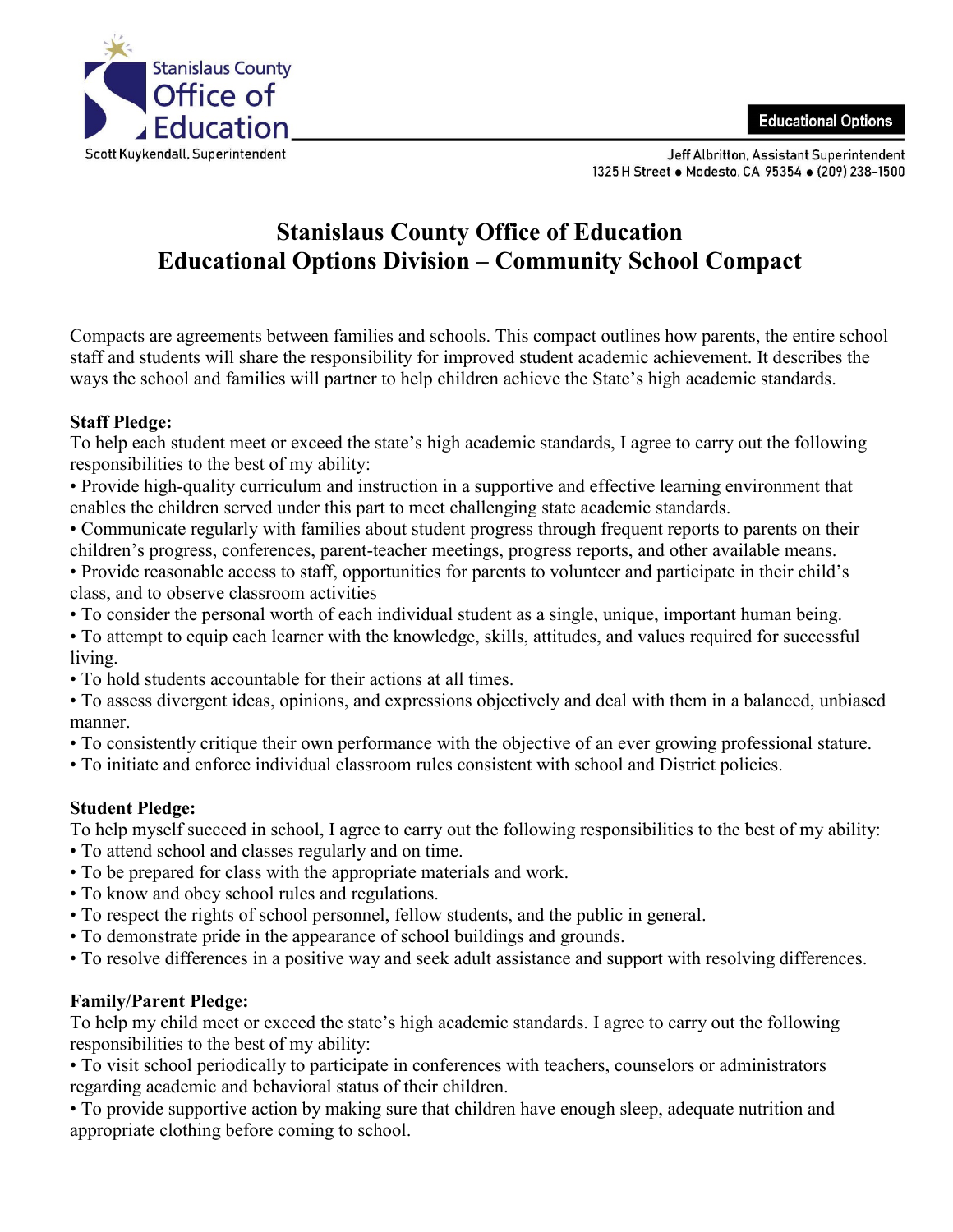Stanislaus County Office of Education

Scott Kuykendall, Superintendent

**Educational Options**

Jeff Albritton, Assistant Superintendent
1325 H Street ● Modesto, CA 95354 ● (209) 238-1500

# Stanislaus County Office of Education
# Educational Options Division – Community School Compact

Compacts are agreements between families and schools. This compact outlines how parents, the entire school staff and students will share the responsibility for improved student academic achievement. It describes the ways the school and families will partner to help children achieve the State's high academic standards.

**Staff Pledge:**
To help each student meet or exceed the state's high academic standards, I agree to carry out the following responsibilities to the best of my ability:

- Provide high-quality curriculum and instruction in a supportive and effective learning environment that enables the children served under this part to meet challenging state academic standards.
- Communicate regularly with families about student progress through frequent reports to parents on their children's progress, conferences, parent-teacher meetings, progress reports, and other available means.
- Provide reasonable access to staff, opportunities for parents to volunteer and participate in their child's class, and to observe classroom activities
- To consider the personal worth of each individual student as a single, unique, important human being.
- To attempt to equip each learner with the knowledge, skills, attitudes, and values required for successful living.
- To hold students accountable for their actions at all times.
- To assess divergent ideas, opinions, and expressions objectively and deal with them in a balanced, unbiased manner.
- To consistently critique their own performance with the objective of an ever growing professional stature.
- To initiate and enforce individual classroom rules consistent with school and District policies.

**Student Pledge:**
To help myself succeed in school, I agree to carry out the following responsibilities to the best of my ability:

- To attend school and classes regularly and on time.
- To be prepared for class with the appropriate materials and work.
- To know and obey school rules and regulations.
- To respect the rights of school personnel, fellow students, and the public in general.
- To demonstrate pride in the appearance of school buildings and grounds.
- To resolve differences in a positive way and seek adult assistance and support with resolving differences.

**Family/Parent Pledge:**
To help my child meet or exceed the state's high academic standards. I agree to carry out the following responsibilities to the best of my ability:

- To visit school periodically to participate in conferences with teachers, counselors or administrators regarding academic and behavioral status of their children.
- To provide supportive action by making sure that children have enough sleep, adequate nutrition and appropriate clothing before coming to school.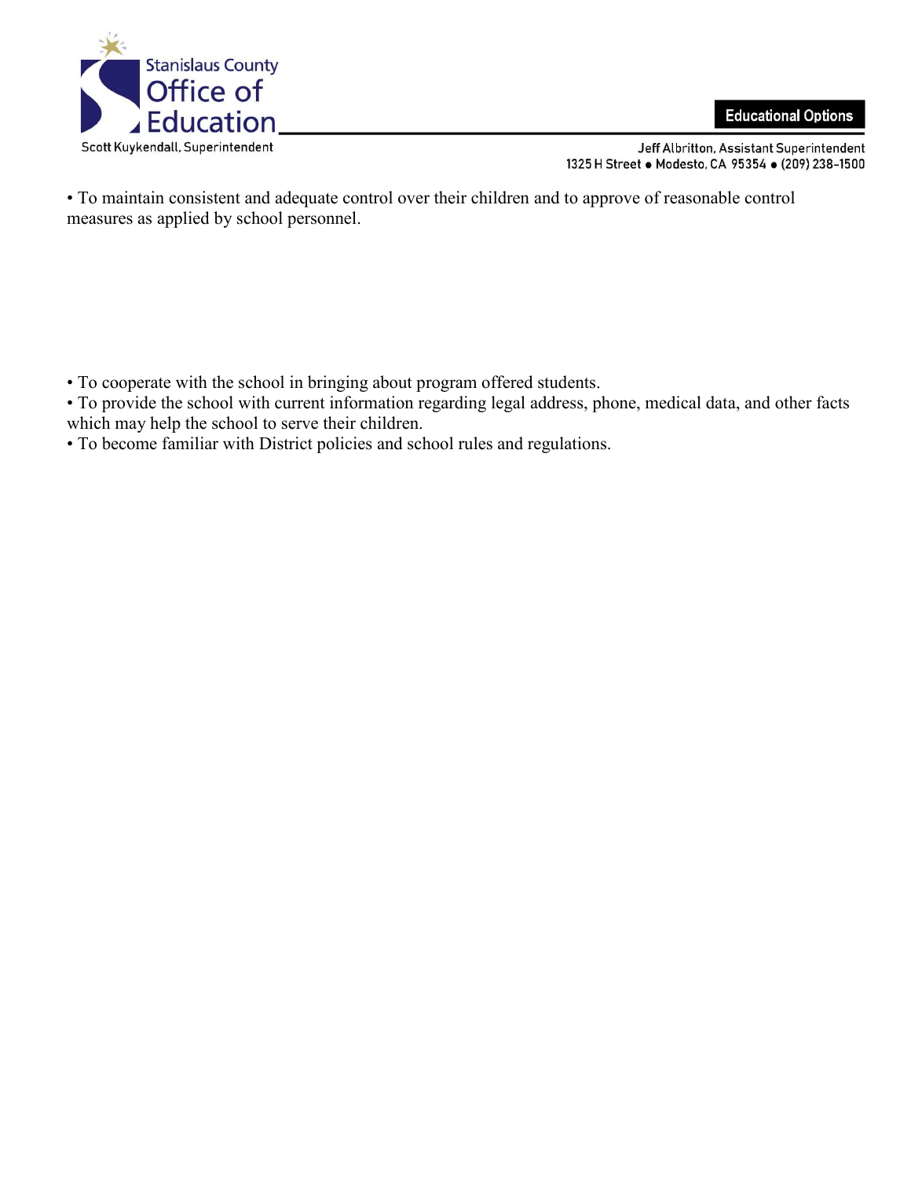- To maintain consistent and adequate control over their children and to approve of reasonable control measures as applied by school personnel.

- To cooperate with the school in bringing about program offered students.
- To provide the school with current information regarding legal address, phone, medical data, and other facts which may help the school to serve their children.
- To become familiar with District policies and school rules and regulations.